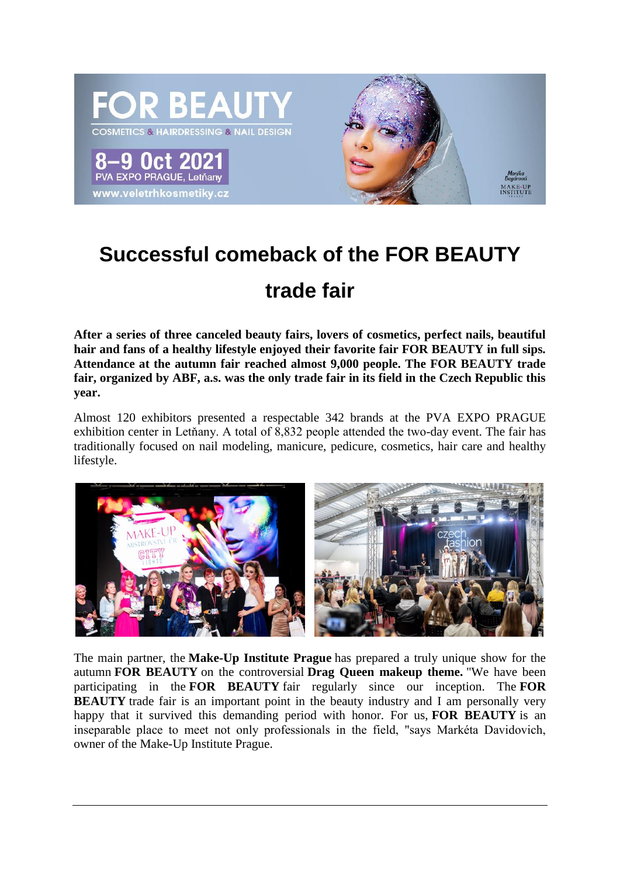# Successful comeback of the FOR BEAUTY trade fair

**After a series of three canceled beauty fairs, lovers of cosmetics, perfect nails, beautiful hair and fans of a healthy lifestyle enjoyed their favorite fair FOR BEAUTY in full sips. Attendance at the autumn fair reached almost 9,000 people. The FOR BEAUTY trade fair, organized by ABF, a.s. was the only trade fair in its field in the Czech Republic this year.**

Almost 120 exhibitors presented a respectable 342 brands at the PVA EXPO PRAGUE exhibition center in Letňany. A total of 8,832 people attended the two-day event. The fair has traditionally focused on nail modeling, manicure, pedicure, cosmetics, hair care and healthy lifestyle.

The main partner, the **Make-Up Institute Prague** has prepared a truly unique show for the autumn **FOR BEAUTY** on the controversial **Drag Queen makeup theme.** "We have been participating in the **FOR BEAUTY** fair regularly since our inception. The **FOR BEAUTY** trade fair is an important point in the beauty industry and I am personally very happy that it survived this demanding period with honor. For us, **FOR BEAUTY** is an inseparable place to meet not only professionals in the field, "says Markéta Davidovich, owner of the Make-Up Institute Prague.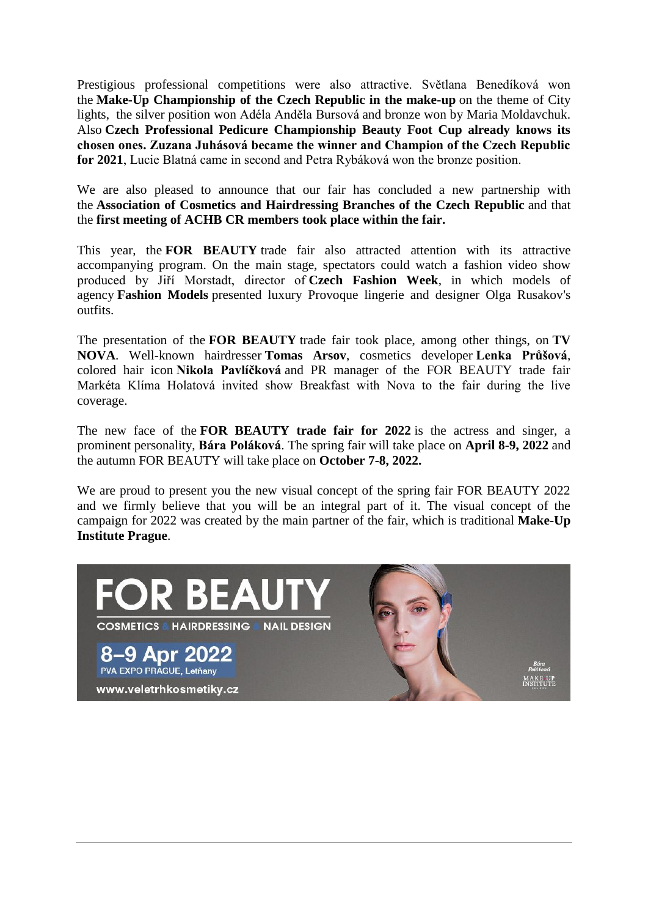Prestigious professional competitions were also attractive. Světlana Benedíková won the **Make-Up Championship of the Czech Republic in the make-up** on the theme of City lights, the silver position won Adéla Anděla Bursová and bronze won by Maria Moldavchuk. Also **Czech Professional Pedicure Championship Beauty Foot Cup already knows its chosen ones. Zuzana Juhásová became the winner and Champion of the Czech Republic for 2021**, Lucie Blatná came in second and Petra Rybáková won the bronze position.

We are also pleased to announce that our fair has concluded a new partnership with the **Association of Cosmetics and Hairdressing Branches of the Czech Republic** and that the **first meeting of ACHB CR members took place within the fair.**

This year, the **FOR BEAUTY** trade fair also attracted attention with its attractive accompanying program. On the main stage, spectators could watch a fashion video show produced by Jiří Morstadt, director of **Czech Fashion Week**, in which models of agency **Fashion Models** presented luxury Provoque lingerie and designer Olga Rusakov's outfits.

The presentation of the **FOR BEAUTY** trade fair took place, among other things, on **TV NOVA**. Well-known hairdresser **Tomas Arsov**, cosmetics developer **Lenka Průšová**, colored hair icon **Nikola Pavlíčková** and PR manager of the FOR BEAUTY trade fair Markéta Klíma Holatová invited show Breakfast with Nova to the fair during the live coverage.

The new face of the **FOR BEAUTY trade fair for 2022** is the actress and singer, a prominent personality, **Bára Poláková**. The spring fair will take place on **April 8-9, 2022** and the autumn FOR BEAUTY will take place on **October 7-8, 2022.**

We are proud to present you the new visual concept of the spring fair FOR BEAUTY 2022 and we firmly believe that you will be an integral part of it. The visual concept of the campaign for 2022 was created by the main partner of the fair, which is traditional **Make-Up Institute Prague**.

FOR BEAUTY
COSMETICS & HAIRDRESSING & NAIL DESIGN
8–9 Apr 2022
PVA EXPO PRAGUE, Letňany
www.veletrhkosmetiky.cz
Bára Poláková
MAKE UP INSTITUTE